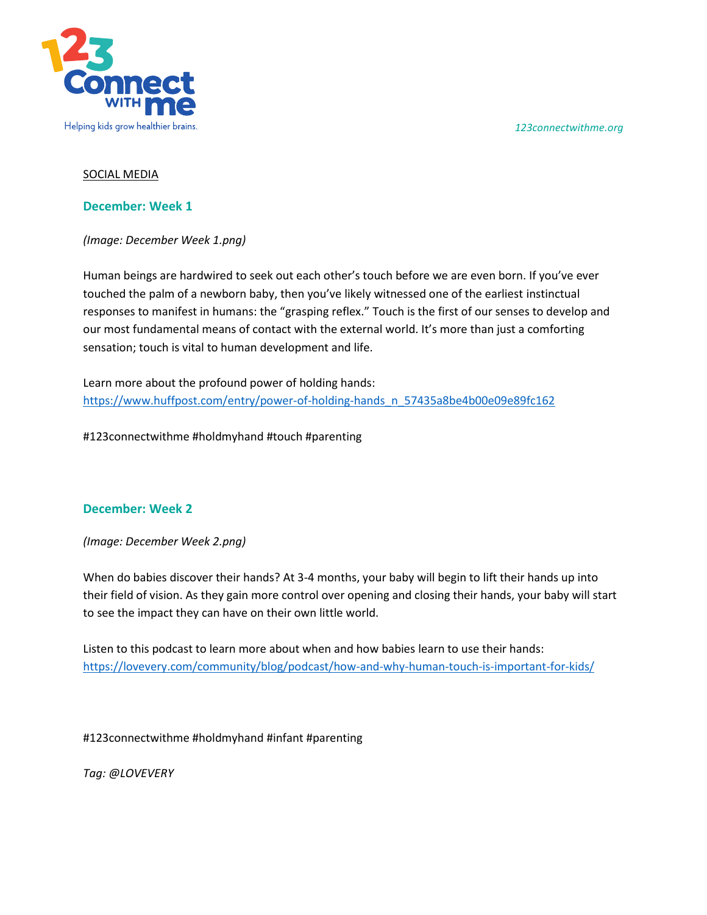123 Connect with me

Helping kids grow healthier brains.

*123connectwithme.org*

SOCIAL MEDIA

## December: Week 1

*(Image: December Week 1.png)*

Human beings are hardwired to seek out each other's touch before we are even born. If you've ever touched the palm of a newborn baby, then you've likely witnessed one of the earliest instinctual responses to manifest in humans: the "grasping reflex." Touch is the first of our senses to develop and our most fundamental means of contact with the external world. It's more than just a comforting sensation; touch is vital to human development and life.

Learn more about the profound power of holding hands:
https://www.huffpost.com/entry/power-of-holding-hands_n_57435a8be4b00e09e89fc162

#123connectwithme #holdmyhand #touch #parenting

## December: Week 2

*(Image: December Week 2.png)*

When do babies discover their hands? At 3-4 months, your baby will begin to lift their hands up into their field of vision. As they gain more control over opening and closing their hands, your baby will start to see the impact they can have on their own little world.

Listen to this podcast to learn more about when and how babies learn to use their hands:
https://lovevery.com/community/blog/podcast/how-and-why-human-touch-is-important-for-kids/

#123connectwithme #holdmyhand #infant #parenting

*Tag: @LOVEVERY*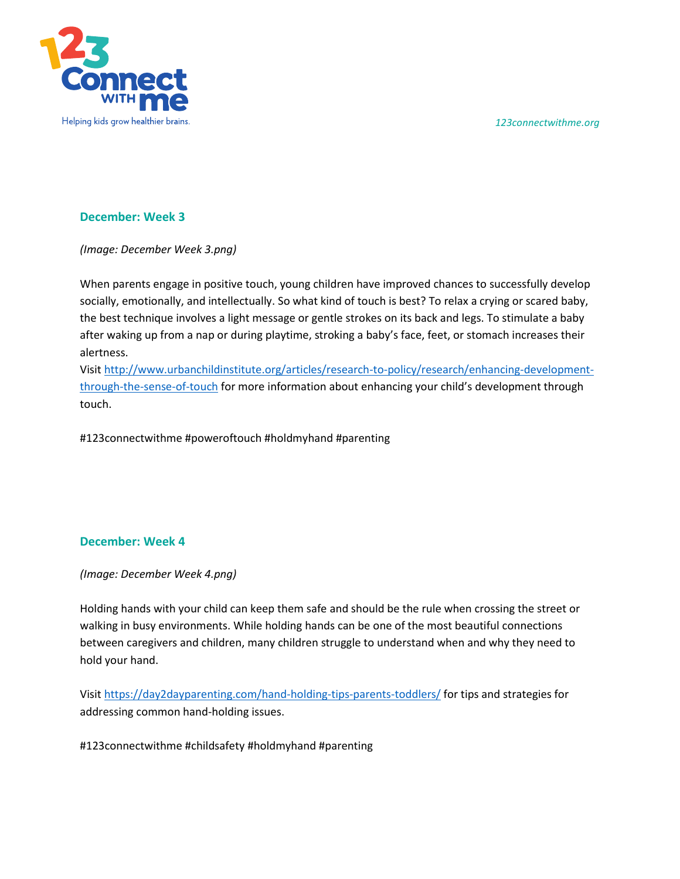## December: Week 3

*(Image: December Week 3.png)*

When parents engage in positive touch, young children have improved chances to successfully develop socially, emotionally, and intellectually. So what kind of touch is best? To relax a crying or scared baby, the best technique involves a light message or gentle strokes on its back and legs. To stimulate a baby after waking up from a nap or during playtime, stroking a baby's face, feet, or stomach increases their alertness.
Visit http://www.urbanchildinstitute.org/articles/research-to-policy/research/enhancing-development-through-the-sense-of-touch for more information about enhancing your child's development through touch.

#123connectwithme #poweroftouch #holdmyhand #parenting

## December: Week 4

*(Image: December Week 4.png)*

Holding hands with your child can keep them safe and should be the rule when crossing the street or walking in busy environments. While holding hands can be one of the most beautiful connections between caregivers and children, many children struggle to understand when and why they need to hold your hand.

Visit https://day2dayparenting.com/hand-holding-tips-parents-toddlers/ for tips and strategies for addressing common hand-holding issues.

#123connectwithme #childsafety #holdmyhand #parenting